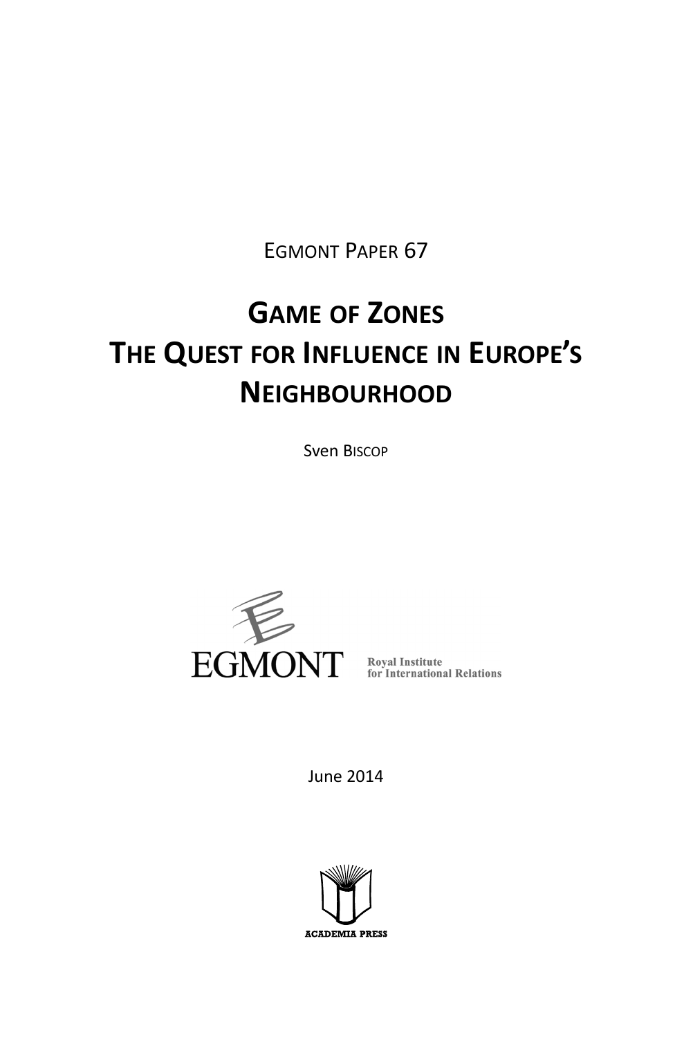EGMONT PAPER 67

# GAME OF ZONES
# THE QUEST FOR INFLUENCE IN EUROPE'S NEIGHBOURHOOD

Sven BISCOP

EGMONT

Royal Institute
for International Relations

June 2014

ACADEMIA PRESS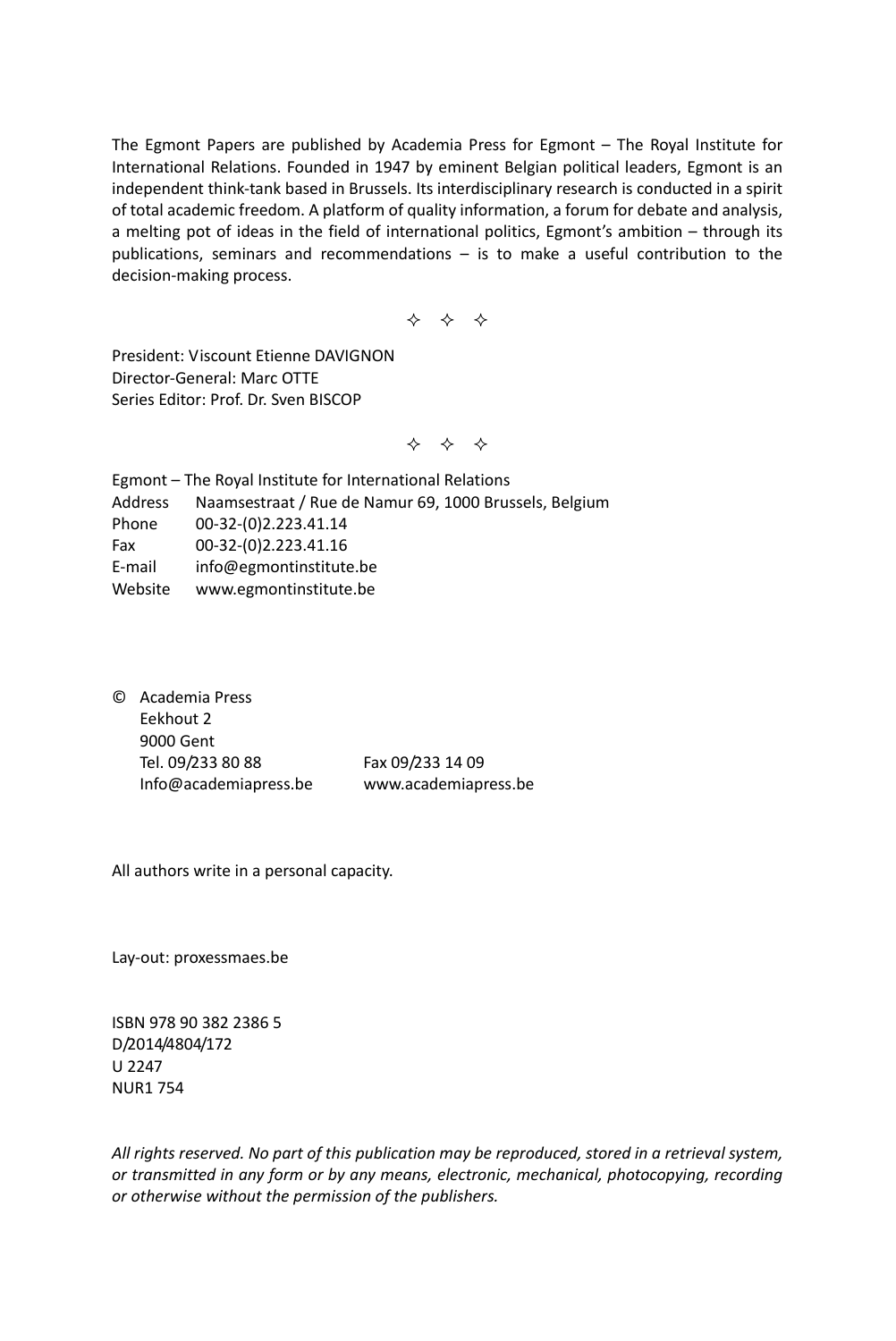The Egmont Papers are published by Academia Press for Egmont – The Royal Institute for International Relations. Founded in 1947 by eminent Belgian political leaders, Egmont is an independent think-tank based in Brussels. Its interdisciplinary research is conducted in a spirit of total academic freedom. A platform of quality information, a forum for debate and analysis, a melting pot of ideas in the field of international politics, Egmont's ambition – through its publications, seminars and recommendations – is to make a useful contribution to the decision-making process.

✧ ✧ ✧

President: Viscount Etienne DAVIGNON
Director-General: Marc OTTE
Series Editor: Prof. Dr. Sven BISCOP

✧ ✧ ✧

Egmont – The Royal Institute for International Relations
Address Naamsestraat / Rue de Namur 69, 1000 Brussels, Belgium
Phone 00-32-(0)2.223.41.14
Fax 00-32-(0)2.223.41.16
E-mail info@egmontinstitute.be
Website www.egmontinstitute.be

© Academia Press
Eekhout 2
9000 Gent
Tel. 09/233 80 88 Fax 09/233 14 09
Info@academiapress.be www.academiapress.be

All authors write in a personal capacity.

Lay-out: proxessmaes.be

ISBN 978 90 382 2386 5
D/2014/4804/172
U 2247
NUR1 754

*All rights reserved. No part of this publication may be reproduced, stored in a retrieval system, or transmitted in any form or by any means, electronic, mechanical, photocopying, recording or otherwise without the permission of the publishers.*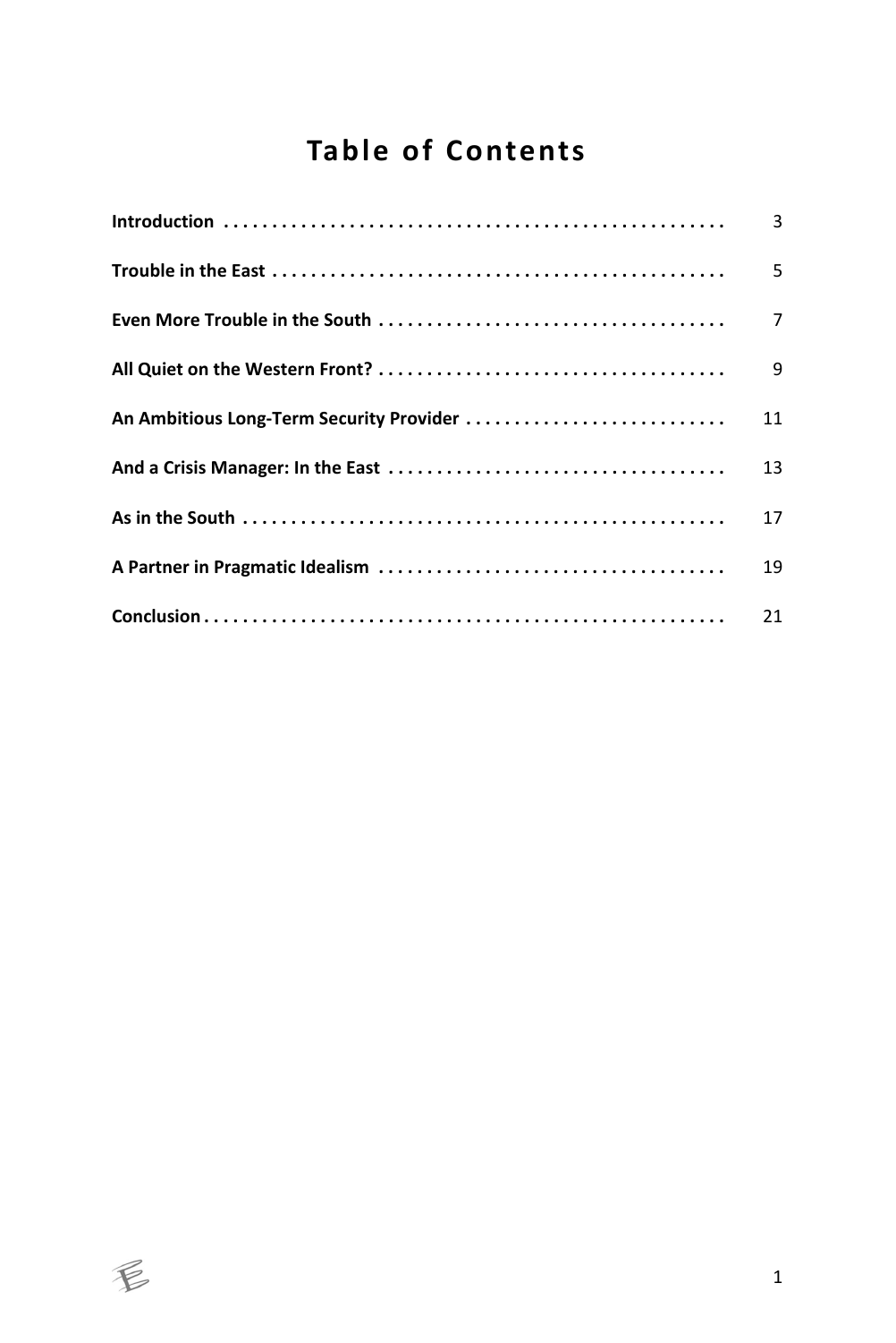# Table of Contents

| | |
|---|---|
| **Introduction** | 3 |
| **Trouble in the East** | 5 |
| **Even More Trouble in the South** | 7 |
| **All Quiet on the Western Front?** | 9 |
| **An Ambitious Long-Term Security Provider** | 11 |
| **And a Crisis Manager: In the East** | 13 |
| **As in the South** | 17 |
| **A Partner in Pragmatic Idealism** | 19 |
| **Conclusion** | 21 |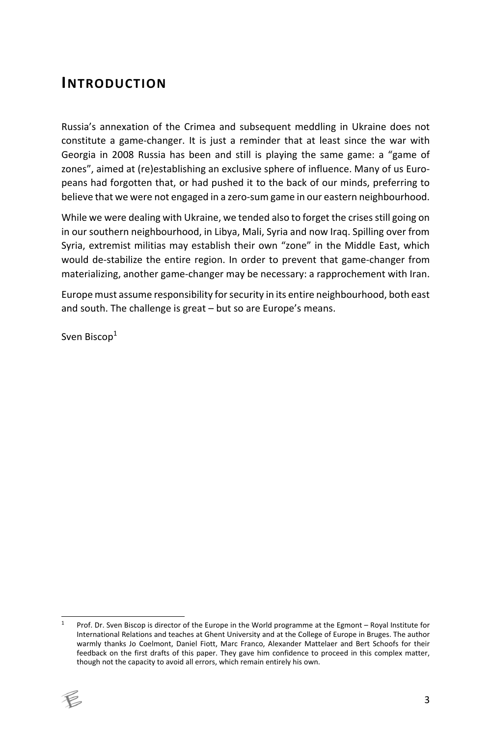# INTRODUCTION

Russia's annexation of the Crimea and subsequent meddling in Ukraine does not constitute a game-changer. It is just a reminder that at least since the war with Georgia in 2008 Russia has been and still is playing the same game: a "game of zones", aimed at (re)establishing an exclusive sphere of influence. Many of us Europeans had forgotten that, or had pushed it to the back of our minds, preferring to believe that we were not engaged in a zero-sum game in our eastern neighbourhood.

While we were dealing with Ukraine, we tended also to forget the crises still going on in our southern neighbourhood, in Libya, Mali, Syria and now Iraq. Spilling over from Syria, extremist militias may establish their own "zone" in the Middle East, which would de-stabilize the entire region. In order to prevent that game-changer from materializing, another game-changer may be necessary: a rapprochement with Iran.

Europe must assume responsibility for security in its entire neighbourhood, both east and south. The challenge is great – but so are Europe's means.

Sven Biscop[1]

---

[1] Prof. Dr. Sven Biscop is director of the Europe in the World programme at the Egmont – Royal Institute for International Relations and teaches at Ghent University and at the College of Europe in Bruges. The author warmly thanks Jo Coelmont, Daniel Fiott, Marc Franco, Alexander Mattelaer and Bert Schoofs for their feedback on the first drafts of this paper. They gave him confidence to proceed in this complex matter, though not the capacity to avoid all errors, which remain entirely his own.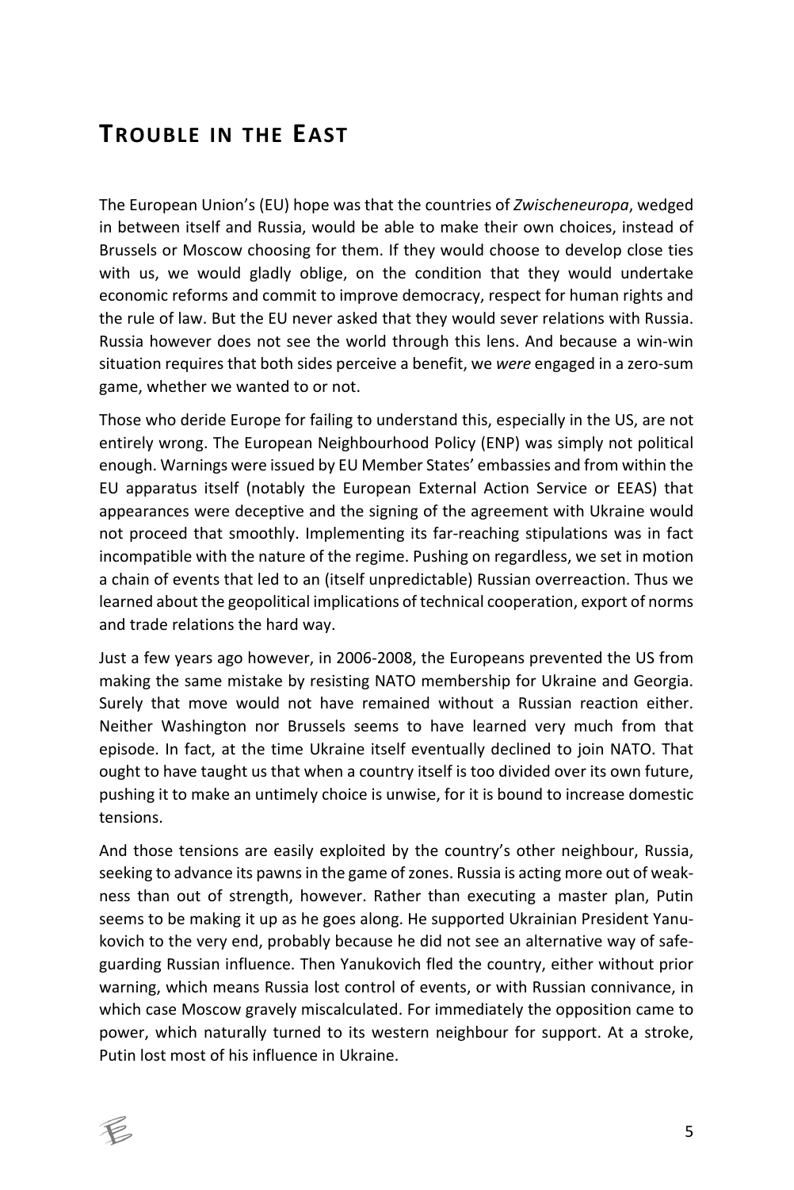# Trouble in the East

The European Union's (EU) hope was that the countries of *Zwischeneuropa*, wedged in between itself and Russia, would be able to make their own choices, instead of Brussels or Moscow choosing for them. If they would choose to develop close ties with us, we would gladly oblige, on the condition that they would undertake economic reforms and commit to improve democracy, respect for human rights and the rule of law. But the EU never asked that they would sever relations with Russia. Russia however does not see the world through this lens. And because a win-win situation requires that both sides perceive a benefit, we *were* engaged in a zero-sum game, whether we wanted to or not.

Those who deride Europe for failing to understand this, especially in the US, are not entirely wrong. The European Neighbourhood Policy (ENP) was simply not political enough. Warnings were issued by EU Member States' embassies and from within the EU apparatus itself (notably the European External Action Service or EEAS) that appearances were deceptive and the signing of the agreement with Ukraine would not proceed that smoothly. Implementing its far-reaching stipulations was in fact incompatible with the nature of the regime. Pushing on regardless, we set in motion a chain of events that led to an (itself unpredictable) Russian overreaction. Thus we learned about the geopolitical implications of technical cooperation, export of norms and trade relations the hard way.

Just a few years ago however, in 2006-2008, the Europeans prevented the US from making the same mistake by resisting NATO membership for Ukraine and Georgia. Surely that move would not have remained without a Russian reaction either. Neither Washington nor Brussels seems to have learned very much from that episode. In fact, at the time Ukraine itself eventually declined to join NATO. That ought to have taught us that when a country itself is too divided over its own future, pushing it to make an untimely choice is unwise, for it is bound to increase domestic tensions.

And those tensions are easily exploited by the country's other neighbour, Russia, seeking to advance its pawns in the game of zones. Russia is acting more out of weakness than out of strength, however. Rather than executing a master plan, Putin seems to be making it up as he goes along. He supported Ukrainian President Yanukovich to the very end, probably because he did not see an alternative way of safeguarding Russian influence. Then Yanukovich fled the country, either without prior warning, which means Russia lost control of events, or with Russian connivance, in which case Moscow gravely miscalculated. For immediately the opposition came to power, which naturally turned to its western neighbour for support. At a stroke, Putin lost most of his influence in Ukraine.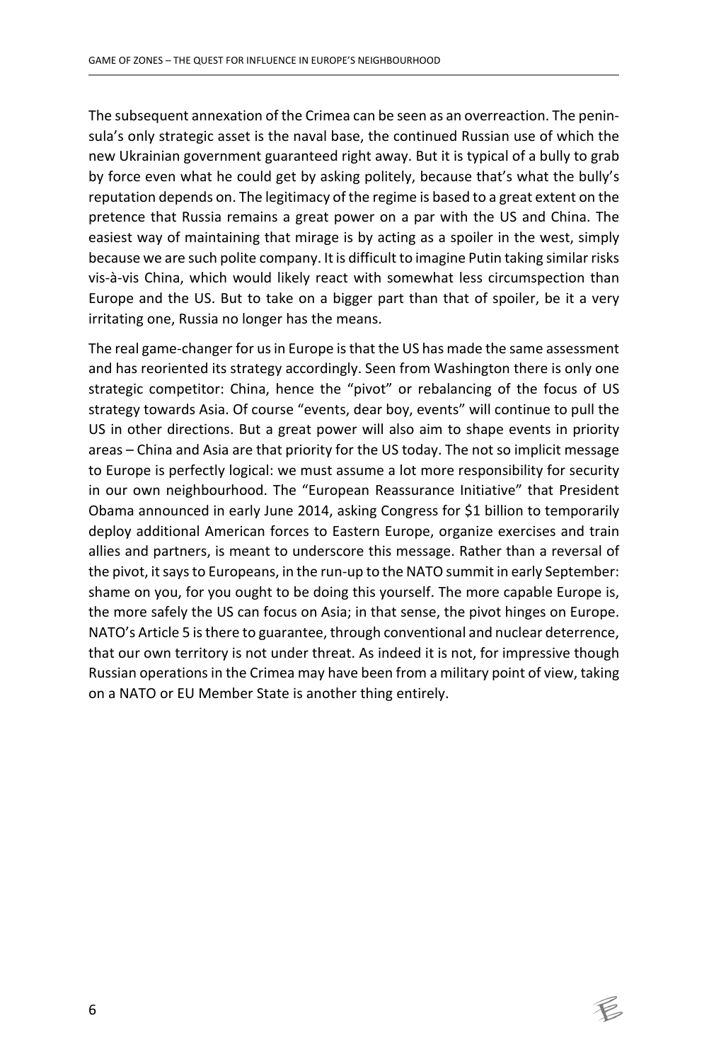The subsequent annexation of the Crimea can be seen as an overreaction. The peninsula's only strategic asset is the naval base, the continued Russian use of which the new Ukrainian government guaranteed right away. But it is typical of a bully to grab by force even what he could get by asking politely, because that's what the bully's reputation depends on. The legitimacy of the regime is based to a great extent on the pretence that Russia remains a great power on a par with the US and China. The easiest way of maintaining that mirage is by acting as a spoiler in the west, simply because we are such polite company. It is difficult to imagine Putin taking similar risks vis-à-vis China, which would likely react with somewhat less circumspection than Europe and the US. But to take on a bigger part than that of spoiler, be it a very irritating one, Russia no longer has the means.

The real game-changer for us in Europe is that the US has made the same assessment and has reoriented its strategy accordingly. Seen from Washington there is only one strategic competitor: China, hence the "pivot" or rebalancing of the focus of US strategy towards Asia. Of course "events, dear boy, events" will continue to pull the US in other directions. But a great power will also aim to shape events in priority areas – China and Asia are that priority for the US today. The not so implicit message to Europe is perfectly logical: we must assume a lot more responsibility for security in our own neighbourhood. The "European Reassurance Initiative" that President Obama announced in early June 2014, asking Congress for $1 billion to temporarily deploy additional American forces to Eastern Europe, organize exercises and train allies and partners, is meant to underscore this message. Rather than a reversal of the pivot, it says to Europeans, in the run-up to the NATO summit in early September: shame on you, for you ought to be doing this yourself. The more capable Europe is, the more safely the US can focus on Asia; in that sense, the pivot hinges on Europe. NATO's Article 5 is there to guarantee, through conventional and nuclear deterrence, that our own territory is not under threat. As indeed it is not, for impressive though Russian operations in the Crimea may have been from a military point of view, taking on a NATO or EU Member State is another thing entirely.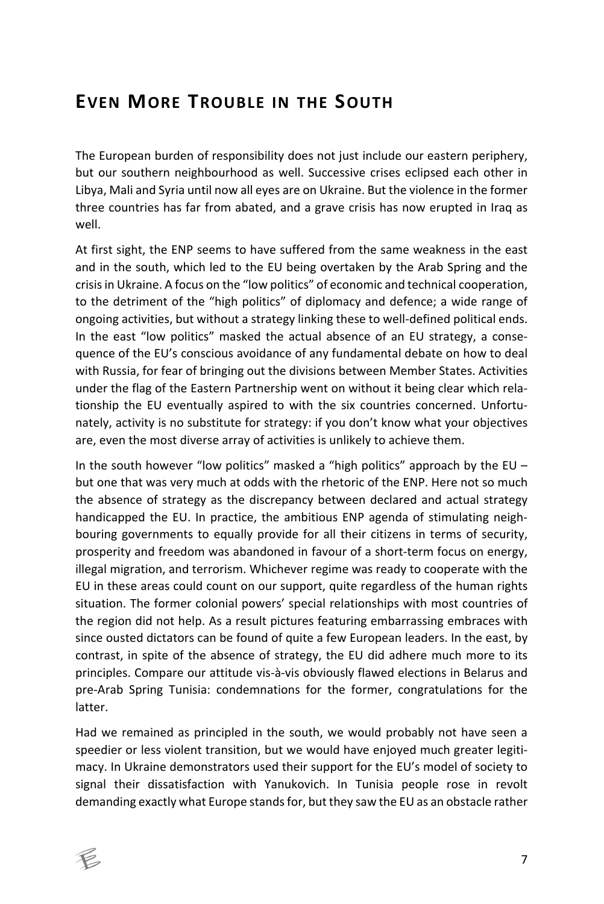## EVEN MORE TROUBLE IN THE SOUTH

The European burden of responsibility does not just include our eastern periphery, but our southern neighbourhood as well. Successive crises eclipsed each other in Libya, Mali and Syria until now all eyes are on Ukraine. But the violence in the former three countries has far from abated, and a grave crisis has now erupted in Iraq as well.

At first sight, the ENP seems to have suffered from the same weakness in the east and in the south, which led to the EU being overtaken by the Arab Spring and the crisis in Ukraine. A focus on the "low politics" of economic and technical cooperation, to the detriment of the "high politics" of diplomacy and defence; a wide range of ongoing activities, but without a strategy linking these to well-defined political ends. In the east "low politics" masked the actual absence of an EU strategy, a consequence of the EU's conscious avoidance of any fundamental debate on how to deal with Russia, for fear of bringing out the divisions between Member States. Activities under the flag of the Eastern Partnership went on without it being clear which relationship the EU eventually aspired to with the six countries concerned. Unfortunately, activity is no substitute for strategy: if you don't know what your objectives are, even the most diverse array of activities is unlikely to achieve them.

In the south however "low politics" masked a "high politics" approach by the EU – but one that was very much at odds with the rhetoric of the ENP. Here not so much the absence of strategy as the discrepancy between declared and actual strategy handicapped the EU. In practice, the ambitious ENP agenda of stimulating neighbouring governments to equally provide for all their citizens in terms of security, prosperity and freedom was abandoned in favour of a short-term focus on energy, illegal migration, and terrorism. Whichever regime was ready to cooperate with the EU in these areas could count on our support, quite regardless of the human rights situation. The former colonial powers' special relationships with most countries of the region did not help. As a result pictures featuring embarrassing embraces with since ousted dictators can be found of quite a few European leaders. In the east, by contrast, in spite of the absence of strategy, the EU did adhere much more to its principles. Compare our attitude vis-à-vis obviously flawed elections in Belarus and pre-Arab Spring Tunisia: condemnations for the former, congratulations for the latter.

Had we remained as principled in the south, we would probably not have seen a speedier or less violent transition, but we would have enjoyed much greater legitimacy. In Ukraine demonstrators used their support for the EU's model of society to signal their dissatisfaction with Yanukovich. In Tunisia people rose in revolt demanding exactly what Europe stands for, but they saw the EU as an obstacle rather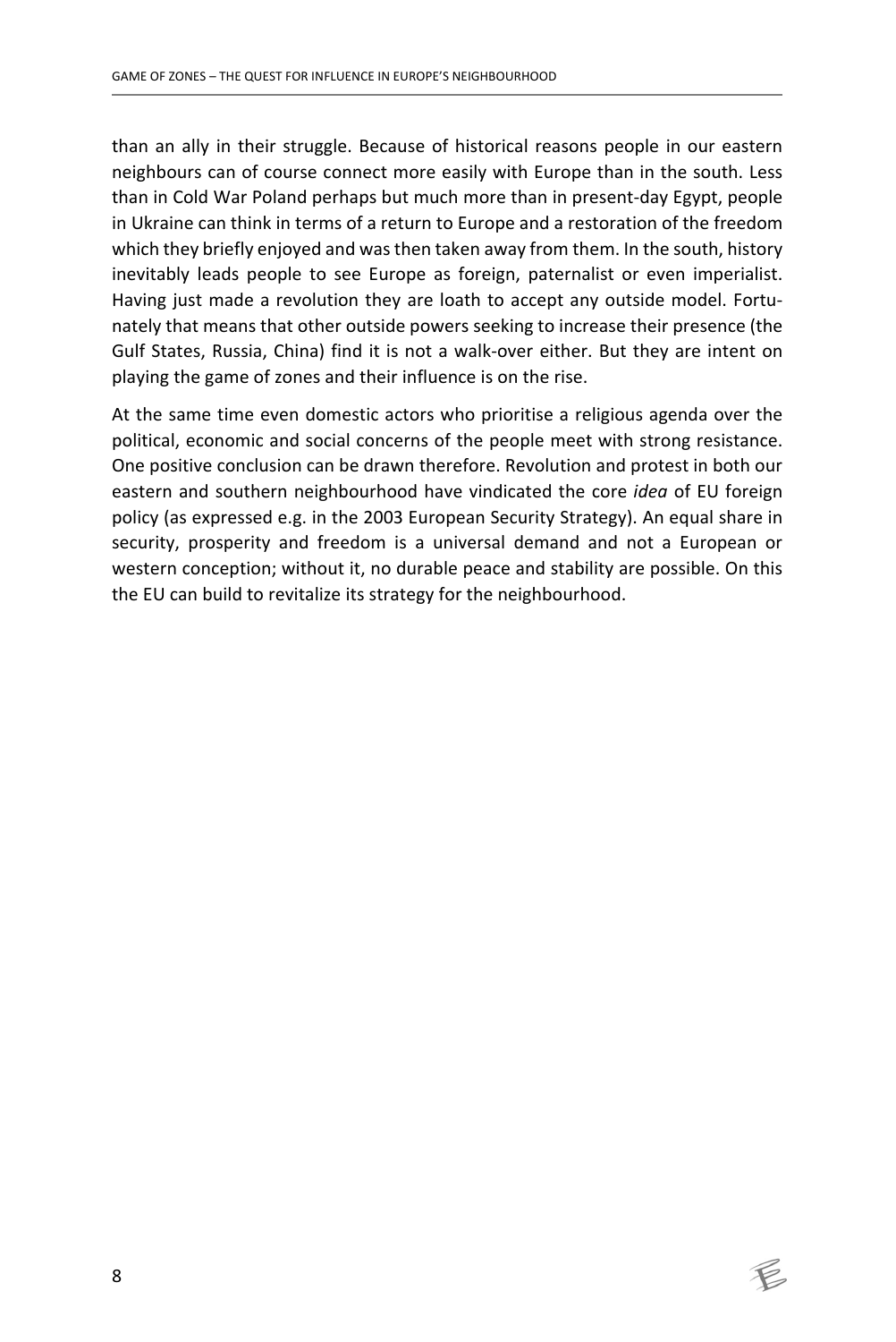than an ally in their struggle. Because of historical reasons people in our eastern neighbours can of course connect more easily with Europe than in the south. Less than in Cold War Poland perhaps but much more than in present-day Egypt, people in Ukraine can think in terms of a return to Europe and a restoration of the freedom which they briefly enjoyed and was then taken away from them. In the south, history inevitably leads people to see Europe as foreign, paternalist or even imperialist. Having just made a revolution they are loath to accept any outside model. Fortunately that means that other outside powers seeking to increase their presence (the Gulf States, Russia, China) find it is not a walk-over either. But they are intent on playing the game of zones and their influence is on the rise.

At the same time even domestic actors who prioritise a religious agenda over the political, economic and social concerns of the people meet with strong resistance. One positive conclusion can be drawn therefore. Revolution and protest in both our eastern and southern neighbourhood have vindicated the core *idea* of EU foreign policy (as expressed e.g. in the 2003 European Security Strategy). An equal share in security, prosperity and freedom is a universal demand and not a European or western conception; without it, no durable peace and stability are possible. On this the EU can build to revitalize its strategy for the neighbourhood.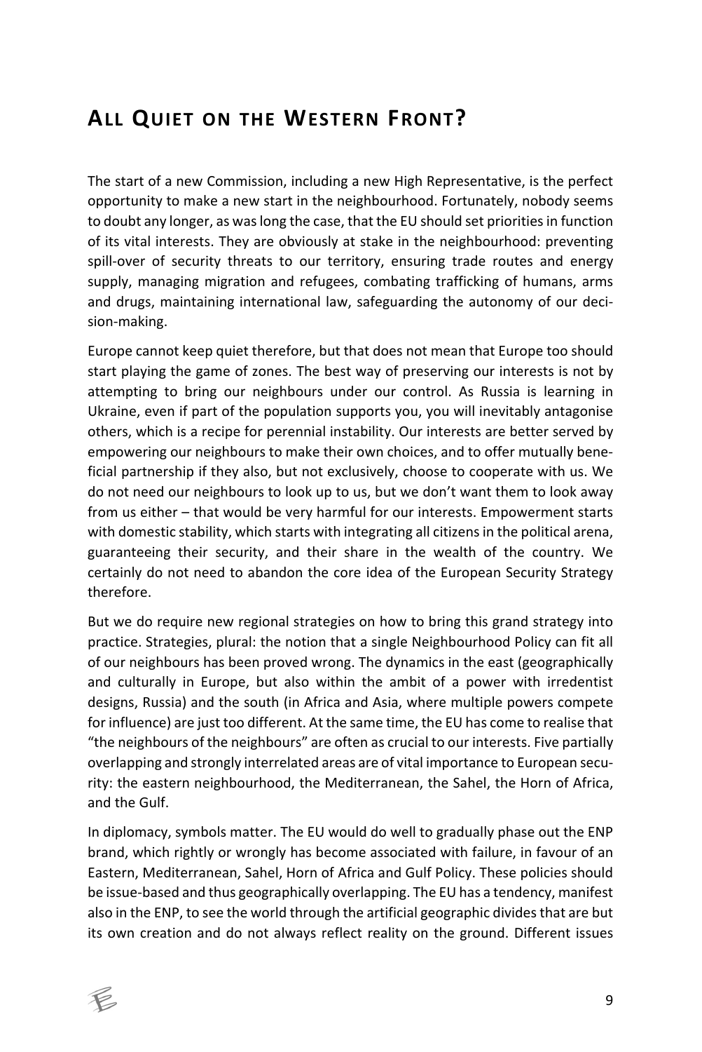# All Quiet on the Western Front?

The start of a new Commission, including a new High Representative, is the perfect opportunity to make a new start in the neighbourhood. Fortunately, nobody seems to doubt any longer, as was long the case, that the EU should set priorities in function of its vital interests. They are obviously at stake in the neighbourhood: preventing spill-over of security threats to our territory, ensuring trade routes and energy supply, managing migration and refugees, combating trafficking of humans, arms and drugs, maintaining international law, safeguarding the autonomy of our decision-making.

Europe cannot keep quiet therefore, but that does not mean that Europe too should start playing the game of zones. The best way of preserving our interests is not by attempting to bring our neighbours under our control. As Russia is learning in Ukraine, even if part of the population supports you, you will inevitably antagonise others, which is a recipe for perennial instability. Our interests are better served by empowering our neighbours to make their own choices, and to offer mutually beneficial partnership if they also, but not exclusively, choose to cooperate with us. We do not need our neighbours to look up to us, but we don't want them to look away from us either – that would be very harmful for our interests. Empowerment starts with domestic stability, which starts with integrating all citizens in the political arena, guaranteeing their security, and their share in the wealth of the country. We certainly do not need to abandon the core idea of the European Security Strategy therefore.

But we do require new regional strategies on how to bring this grand strategy into practice. Strategies, plural: the notion that a single Neighbourhood Policy can fit all of our neighbours has been proved wrong. The dynamics in the east (geographically and culturally in Europe, but also within the ambit of a power with irredentist designs, Russia) and the south (in Africa and Asia, where multiple powers compete for influence) are just too different. At the same time, the EU has come to realise that "the neighbours of the neighbours" are often as crucial to our interests. Five partially overlapping and strongly interrelated areas are of vital importance to European security: the eastern neighbourhood, the Mediterranean, the Sahel, the Horn of Africa, and the Gulf.

In diplomacy, symbols matter. The EU would do well to gradually phase out the ENP brand, which rightly or wrongly has become associated with failure, in favour of an Eastern, Mediterranean, Sahel, Horn of Africa and Gulf Policy. These policies should be issue-based and thus geographically overlapping. The EU has a tendency, manifest also in the ENP, to see the world through the artificial geographic divides that are but its own creation and do not always reflect reality on the ground. Different issues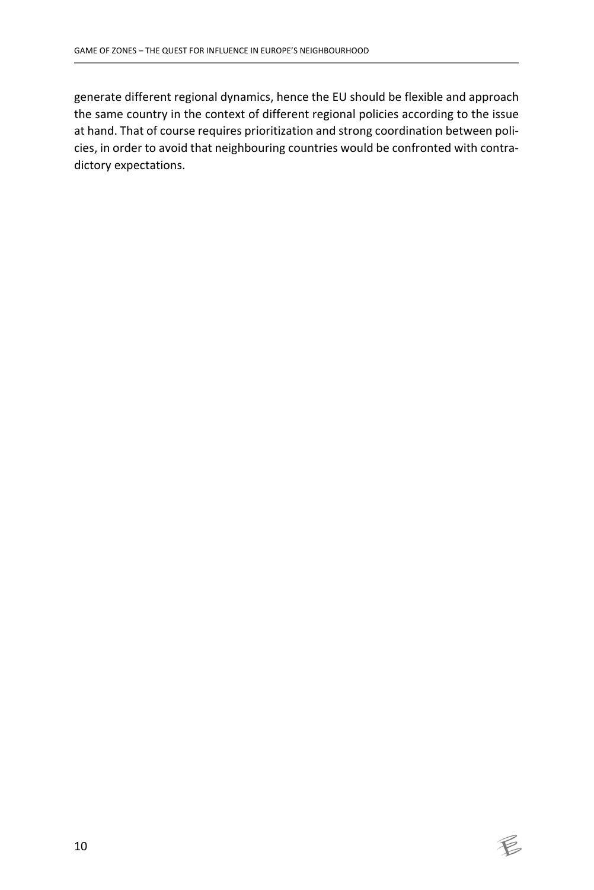generate different regional dynamics, hence the EU should be flexible and approach the same country in the context of different regional policies according to the issue at hand. That of course requires prioritization and strong coordination between policies, in order to avoid that neighbouring countries would be confronted with contradictory expectations.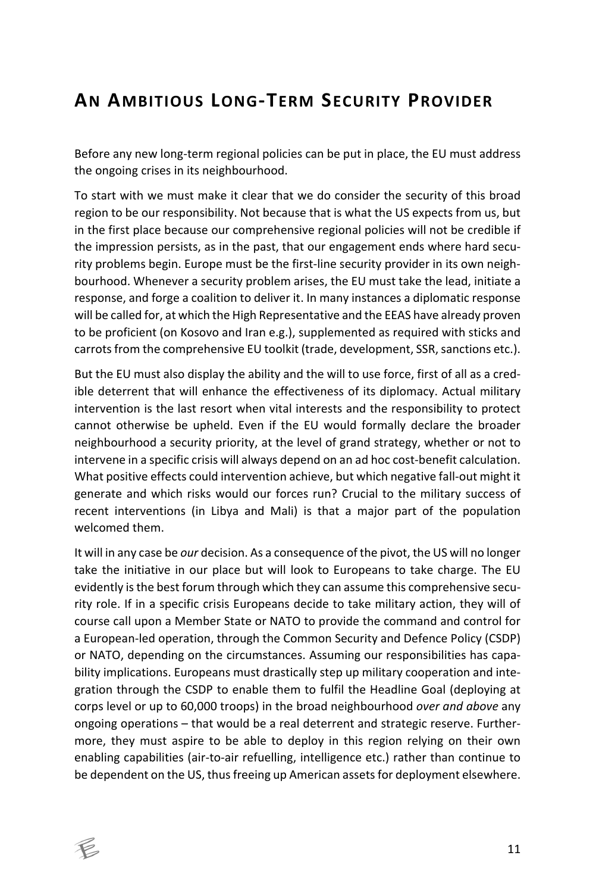## An Ambitious Long-Term Security Provider

Before any new long-term regional policies can be put in place, the EU must address the ongoing crises in its neighbourhood.

To start with we must make it clear that we do consider the security of this broad region to be our responsibility. Not because that is what the US expects from us, but in the first place because our comprehensive regional policies will not be credible if the impression persists, as in the past, that our engagement ends where hard security problems begin. Europe must be the first-line security provider in its own neighbourhood. Whenever a security problem arises, the EU must take the lead, initiate a response, and forge a coalition to deliver it. In many instances a diplomatic response will be called for, at which the High Representative and the EEAS have already proven to be proficient (on Kosovo and Iran e.g.), supplemented as required with sticks and carrots from the comprehensive EU toolkit (trade, development, SSR, sanctions etc.).

But the EU must also display the ability and the will to use force, first of all as a credible deterrent that will enhance the effectiveness of its diplomacy. Actual military intervention is the last resort when vital interests and the responsibility to protect cannot otherwise be upheld. Even if the EU would formally declare the broader neighbourhood a security priority, at the level of grand strategy, whether or not to intervene in a specific crisis will always depend on an ad hoc cost-benefit calculation. What positive effects could intervention achieve, but which negative fall-out might it generate and which risks would our forces run? Crucial to the military success of recent interventions (in Libya and Mali) is that a major part of the population welcomed them.

It will in any case be *our* decision. As a consequence of the pivot, the US will no longer take the initiative in our place but will look to Europeans to take charge. The EU evidently is the best forum through which they can assume this comprehensive security role. If in a specific crisis Europeans decide to take military action, they will of course call upon a Member State or NATO to provide the command and control for a European-led operation, through the Common Security and Defence Policy (CSDP) or NATO, depending on the circumstances. Assuming our responsibilities has capability implications. Europeans must drastically step up military cooperation and integration through the CSDP to enable them to fulfil the Headline Goal (deploying at corps level or up to 60,000 troops) in the broad neighbourhood *over and above* any ongoing operations – that would be a real deterrent and strategic reserve. Furthermore, they must aspire to be able to deploy in this region relying on their own enabling capabilities (air-to-air refuelling, intelligence etc.) rather than continue to be dependent on the US, thus freeing up American assets for deployment elsewhere.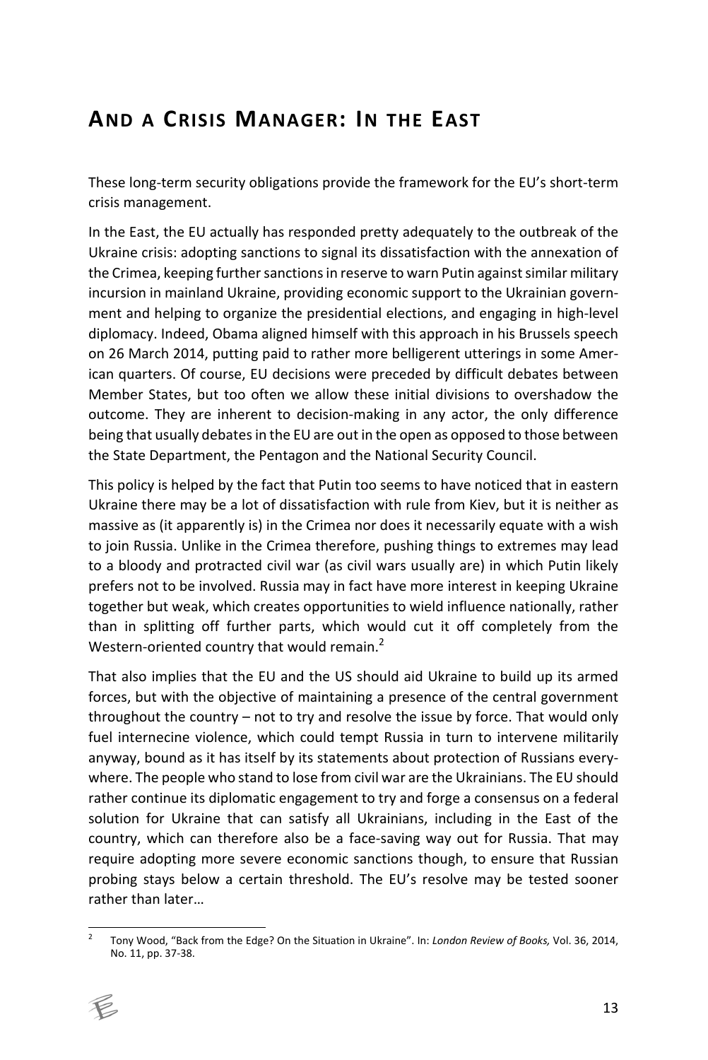## AND A CRISIS MANAGER: IN THE EAST

These long-term security obligations provide the framework for the EU's short-term crisis management.

In the East, the EU actually has responded pretty adequately to the outbreak of the Ukraine crisis: adopting sanctions to signal its dissatisfaction with the annexation of the Crimea, keeping further sanctions in reserve to warn Putin against similar military incursion in mainland Ukraine, providing economic support to the Ukrainian government and helping to organize the presidential elections, and engaging in high-level diplomacy. Indeed, Obama aligned himself with this approach in his Brussels speech on 26 March 2014, putting paid to rather more belligerent utterings in some American quarters. Of course, EU decisions were preceded by difficult debates between Member States, but too often we allow these initial divisions to overshadow the outcome. They are inherent to decision-making in any actor, the only difference being that usually debates in the EU are out in the open as opposed to those between the State Department, the Pentagon and the National Security Council.

This policy is helped by the fact that Putin too seems to have noticed that in eastern Ukraine there may be a lot of dissatisfaction with rule from Kiev, but it is neither as massive as (it apparently is) in the Crimea nor does it necessarily equate with a wish to join Russia. Unlike in the Crimea therefore, pushing things to extremes may lead to a bloody and protracted civil war (as civil wars usually are) in which Putin likely prefers not to be involved. Russia may in fact have more interest in keeping Ukraine together but weak, which creates opportunities to wield influence nationally, rather than in splitting off further parts, which would cut it off completely from the Western-oriented country that would remain.[2]

That also implies that the EU and the US should aid Ukraine to build up its armed forces, but with the objective of maintaining a presence of the central government throughout the country – not to try and resolve the issue by force. That would only fuel internecine violence, which could tempt Russia in turn to intervene militarily anyway, bound as it has itself by its statements about protection of Russians everywhere. The people who stand to lose from civil war are the Ukrainians. The EU should rather continue its diplomatic engagement to try and forge a consensus on a federal solution for Ukraine that can satisfy all Ukrainians, including in the East of the country, which can therefore also be a face-saving way out for Russia. That may require adopting more severe economic sanctions though, to ensure that Russian probing stays below a certain threshold. The EU's resolve may be tested sooner rather than later…

[2] Tony Wood, "Back from the Edge? On the Situation in Ukraine". In: *London Review of Books,* Vol. 36, 2014, No. 11, pp. 37-38.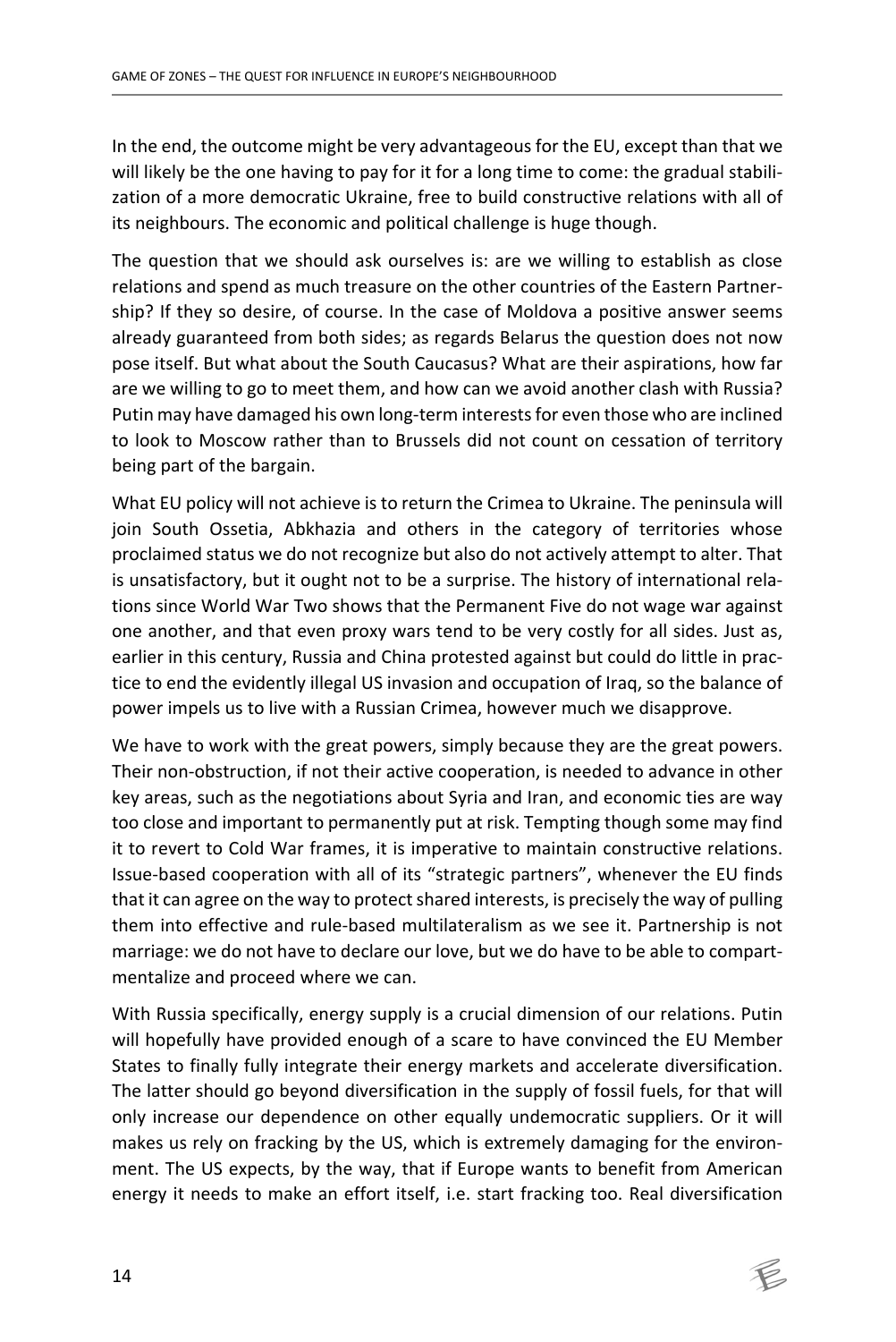In the end, the outcome might be very advantageous for the EU, except than that we will likely be the one having to pay for it for a long time to come: the gradual stabilization of a more democratic Ukraine, free to build constructive relations with all of its neighbours. The economic and political challenge is huge though.

The question that we should ask ourselves is: are we willing to establish as close relations and spend as much treasure on the other countries of the Eastern Partnership? If they so desire, of course. In the case of Moldova a positive answer seems already guaranteed from both sides; as regards Belarus the question does not now pose itself. But what about the South Caucasus? What are their aspirations, how far are we willing to go to meet them, and how can we avoid another clash with Russia? Putin may have damaged his own long-term interests for even those who are inclined to look to Moscow rather than to Brussels did not count on cessation of territory being part of the bargain.

What EU policy will not achieve is to return the Crimea to Ukraine. The peninsula will join South Ossetia, Abkhazia and others in the category of territories whose proclaimed status we do not recognize but also do not actively attempt to alter. That is unsatisfactory, but it ought not to be a surprise. The history of international relations since World War Two shows that the Permanent Five do not wage war against one another, and that even proxy wars tend to be very costly for all sides. Just as, earlier in this century, Russia and China protested against but could do little in practice to end the evidently illegal US invasion and occupation of Iraq, so the balance of power impels us to live with a Russian Crimea, however much we disapprove.

We have to work with the great powers, simply because they are the great powers. Their non-obstruction, if not their active cooperation, is needed to advance in other key areas, such as the negotiations about Syria and Iran, and economic ties are way too close and important to permanently put at risk. Tempting though some may find it to revert to Cold War frames, it is imperative to maintain constructive relations. Issue-based cooperation with all of its "strategic partners", whenever the EU finds that it can agree on the way to protect shared interests, is precisely the way of pulling them into effective and rule-based multilateralism as we see it. Partnership is not marriage: we do not have to declare our love, but we do have to be able to compartmentalize and proceed where we can.

With Russia specifically, energy supply is a crucial dimension of our relations. Putin will hopefully have provided enough of a scare to have convinced the EU Member States to finally fully integrate their energy markets and accelerate diversification. The latter should go beyond diversification in the supply of fossil fuels, for that will only increase our dependence on other equally undemocratic suppliers. Or it will makes us rely on fracking by the US, which is extremely damaging for the environment. The US expects, by the way, that if Europe wants to benefit from American energy it needs to make an effort itself, i.e. start fracking too. Real diversification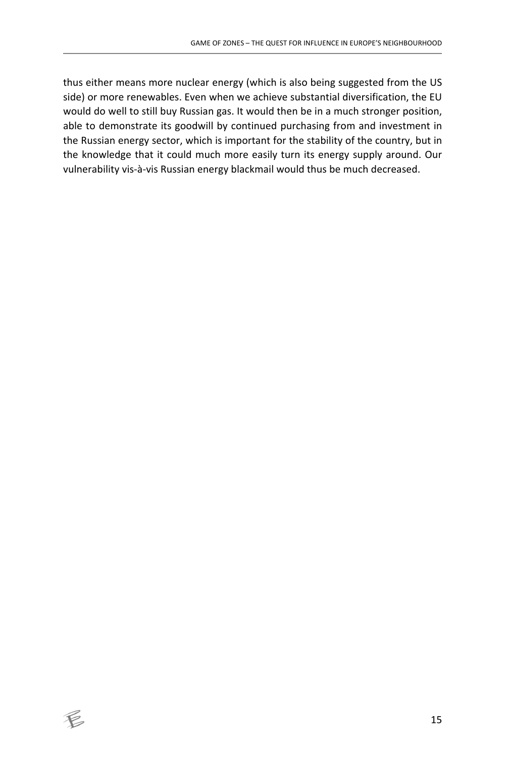thus either means more nuclear energy (which is also being suggested from the US side) or more renewables. Even when we achieve substantial diversification, the EU would do well to still buy Russian gas. It would then be in a much stronger position, able to demonstrate its goodwill by continued purchasing from and investment in the Russian energy sector, which is important for the stability of the country, but in the knowledge that it could much more easily turn its energy supply around. Our vulnerability vis-à-vis Russian energy blackmail would thus be much decreased.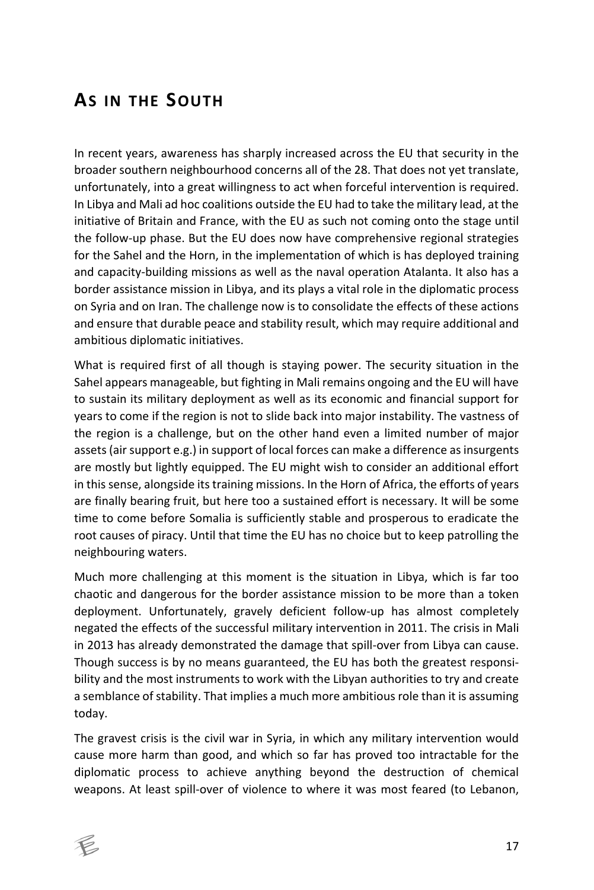## As in the South

In recent years, awareness has sharply increased across the EU that security in the broader southern neighbourhood concerns all of the 28. That does not yet translate, unfortunately, into a great willingness to act when forceful intervention is required. In Libya and Mali ad hoc coalitions outside the EU had to take the military lead, at the initiative of Britain and France, with the EU as such not coming onto the stage until the follow-up phase. But the EU does now have comprehensive regional strategies for the Sahel and the Horn, in the implementation of which is has deployed training and capacity-building missions as well as the naval operation Atalanta. It also has a border assistance mission in Libya, and its plays a vital role in the diplomatic process on Syria and on Iran. The challenge now is to consolidate the effects of these actions and ensure that durable peace and stability result, which may require additional and ambitious diplomatic initiatives.

What is required first of all though is staying power. The security situation in the Sahel appears manageable, but fighting in Mali remains ongoing and the EU will have to sustain its military deployment as well as its economic and financial support for years to come if the region is not to slide back into major instability. The vastness of the region is a challenge, but on the other hand even a limited number of major assets (air support e.g.) in support of local forces can make a difference as insurgents are mostly but lightly equipped. The EU might wish to consider an additional effort in this sense, alongside its training missions. In the Horn of Africa, the efforts of years are finally bearing fruit, but here too a sustained effort is necessary. It will be some time to come before Somalia is sufficiently stable and prosperous to eradicate the root causes of piracy. Until that time the EU has no choice but to keep patrolling the neighbouring waters.

Much more challenging at this moment is the situation in Libya, which is far too chaotic and dangerous for the border assistance mission to be more than a token deployment. Unfortunately, gravely deficient follow-up has almost completely negated the effects of the successful military intervention in 2011. The crisis in Mali in 2013 has already demonstrated the damage that spill-over from Libya can cause. Though success is by no means guaranteed, the EU has both the greatest responsibility and the most instruments to work with the Libyan authorities to try and create a semblance of stability. That implies a much more ambitious role than it is assuming today.

The gravest crisis is the civil war in Syria, in which any military intervention would cause more harm than good, and which so far has proved too intractable for the diplomatic process to achieve anything beyond the destruction of chemical weapons. At least spill-over of violence to where it was most feared (to Lebanon,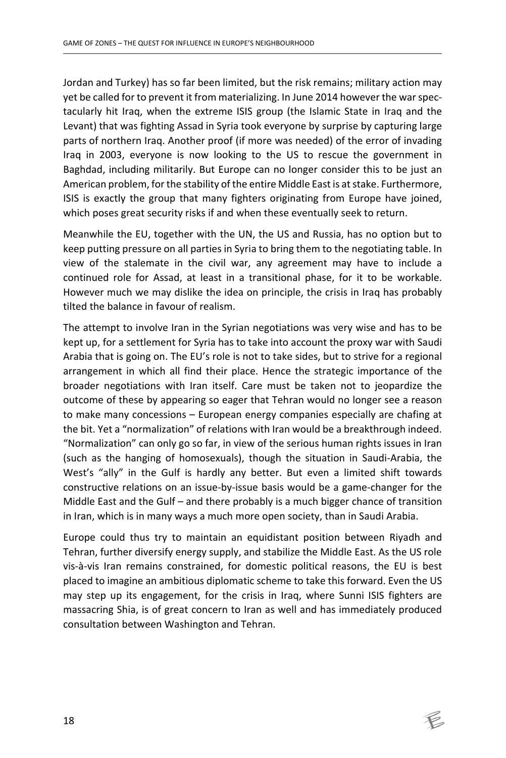Jordan and Turkey) has so far been limited, but the risk remains; military action may yet be called for to prevent it from materializing. In June 2014 however the war spectacularly hit Iraq, when the extreme ISIS group (the Islamic State in Iraq and the Levant) that was fighting Assad in Syria took everyone by surprise by capturing large parts of northern Iraq. Another proof (if more was needed) of the error of invading Iraq in 2003, everyone is now looking to the US to rescue the government in Baghdad, including militarily. But Europe can no longer consider this to be just an American problem, for the stability of the entire Middle East is at stake. Furthermore, ISIS is exactly the group that many fighters originating from Europe have joined, which poses great security risks if and when these eventually seek to return.

Meanwhile the EU, together with the UN, the US and Russia, has no option but to keep putting pressure on all parties in Syria to bring them to the negotiating table. In view of the stalemate in the civil war, any agreement may have to include a continued role for Assad, at least in a transitional phase, for it to be workable. However much we may dislike the idea on principle, the crisis in Iraq has probably tilted the balance in favour of realism.

The attempt to involve Iran in the Syrian negotiations was very wise and has to be kept up, for a settlement for Syria has to take into account the proxy war with Saudi Arabia that is going on. The EU's role is not to take sides, but to strive for a regional arrangement in which all find their place. Hence the strategic importance of the broader negotiations with Iran itself. Care must be taken not to jeopardize the outcome of these by appearing so eager that Tehran would no longer see a reason to make many concessions – European energy companies especially are chafing at the bit. Yet a "normalization" of relations with Iran would be a breakthrough indeed. "Normalization" can only go so far, in view of the serious human rights issues in Iran (such as the hanging of homosexuals), though the situation in Saudi-Arabia, the West's "ally" in the Gulf is hardly any better. But even a limited shift towards constructive relations on an issue-by-issue basis would be a game-changer for the Middle East and the Gulf – and there probably is a much bigger chance of transition in Iran, which is in many ways a much more open society, than in Saudi Arabia.

Europe could thus try to maintain an equidistant position between Riyadh and Tehran, further diversify energy supply, and stabilize the Middle East. As the US role vis-à-vis Iran remains constrained, for domestic political reasons, the EU is best placed to imagine an ambitious diplomatic scheme to take this forward. Even the US may step up its engagement, for the crisis in Iraq, where Sunni ISIS fighters are massacring Shia, is of great concern to Iran as well and has immediately produced consultation between Washington and Tehran.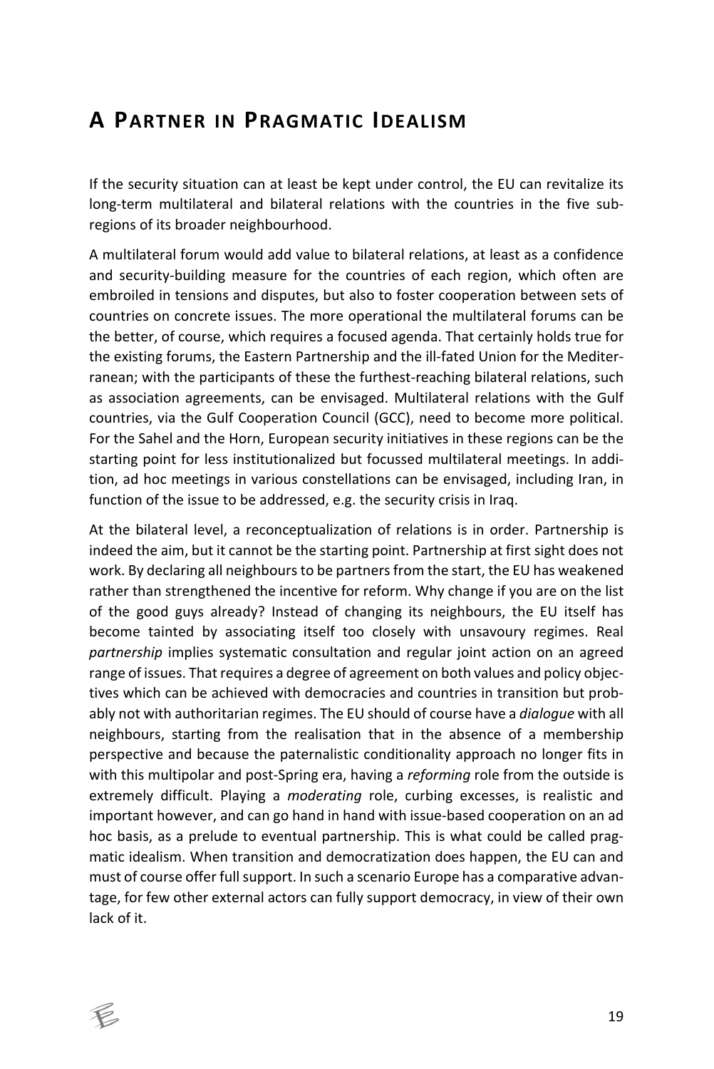## A Partner in Pragmatic Idealism

If the security situation can at least be kept under control, the EU can revitalize its long-term multilateral and bilateral relations with the countries in the five sub-regions of its broader neighbourhood.

A multilateral forum would add value to bilateral relations, at least as a confidence and security-building measure for the countries of each region, which often are embroiled in tensions and disputes, but also to foster cooperation between sets of countries on concrete issues. The more operational the multilateral forums can be the better, of course, which requires a focused agenda. That certainly holds true for the existing forums, the Eastern Partnership and the ill-fated Union for the Mediterranean; with the participants of these the furthest-reaching bilateral relations, such as association agreements, can be envisaged. Multilateral relations with the Gulf countries, via the Gulf Cooperation Council (GCC), need to become more political. For the Sahel and the Horn, European security initiatives in these regions can be the starting point for less institutionalized but focussed multilateral meetings. In addition, ad hoc meetings in various constellations can be envisaged, including Iran, in function of the issue to be addressed, e.g. the security crisis in Iraq.

At the bilateral level, a reconceptualization of relations is in order. Partnership is indeed the aim, but it cannot be the starting point. Partnership at first sight does not work. By declaring all neighbours to be partners from the start, the EU has weakened rather than strengthened the incentive for reform. Why change if you are on the list of the good guys already? Instead of changing its neighbours, the EU itself has become tainted by associating itself too closely with unsavoury regimes. Real *partnership* implies systematic consultation and regular joint action on an agreed range of issues. That requires a degree of agreement on both values and policy objectives which can be achieved with democracies and countries in transition but probably not with authoritarian regimes. The EU should of course have a *dialogue* with all neighbours, starting from the realisation that in the absence of a membership perspective and because the paternalistic conditionality approach no longer fits in with this multipolar and post-Spring era, having a *reforming* role from the outside is extremely difficult. Playing a *moderating* role, curbing excesses, is realistic and important however, and can go hand in hand with issue-based cooperation on an ad hoc basis, as a prelude to eventual partnership. This is what could be called pragmatic idealism. When transition and democratization does happen, the EU can and must of course offer full support. In such a scenario Europe has a comparative advantage, for few other external actors can fully support democracy, in view of their own lack of it.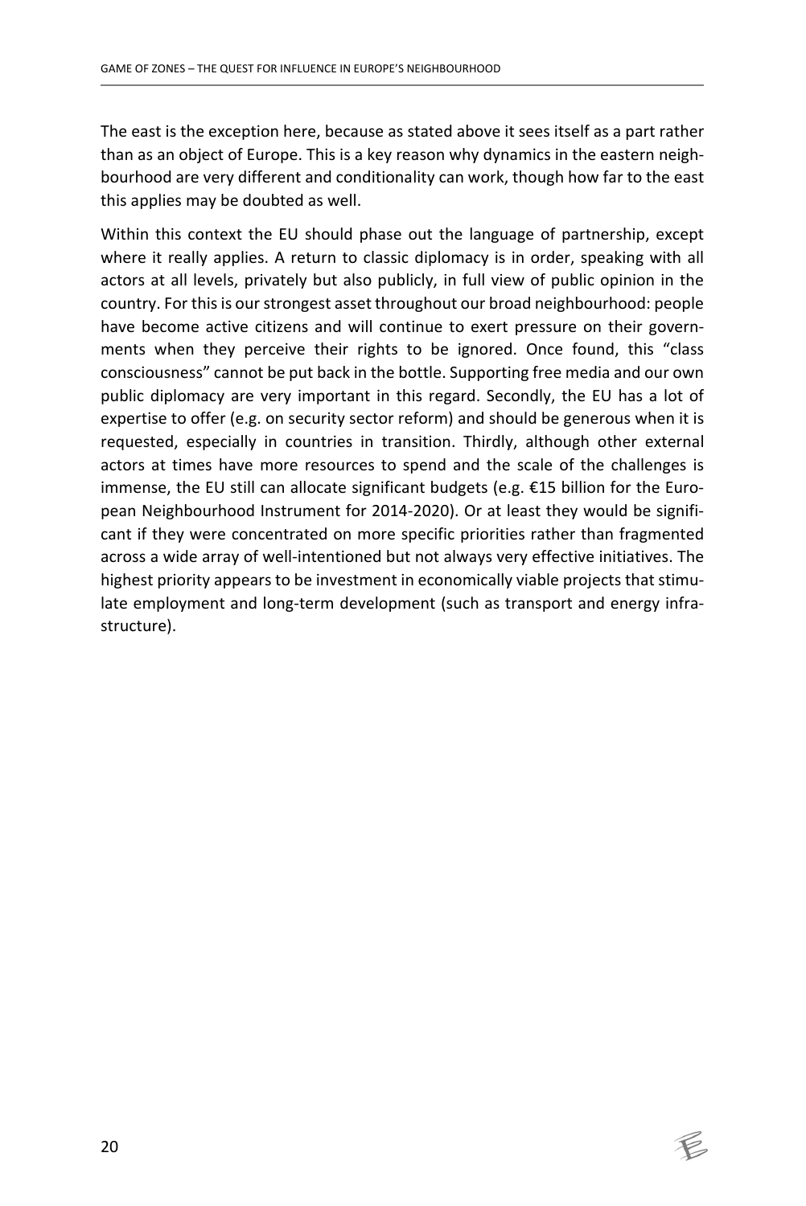The east is the exception here, because as stated above it sees itself as a part rather than as an object of Europe. This is a key reason why dynamics in the eastern neighbourhood are very different and conditionality can work, though how far to the east this applies may be doubted as well.

Within this context the EU should phase out the language of partnership, except where it really applies. A return to classic diplomacy is in order, speaking with all actors at all levels, privately but also publicly, in full view of public opinion in the country. For this is our strongest asset throughout our broad neighbourhood: people have become active citizens and will continue to exert pressure on their governments when they perceive their rights to be ignored. Once found, this "class consciousness" cannot be put back in the bottle. Supporting free media and our own public diplomacy are very important in this regard. Secondly, the EU has a lot of expertise to offer (e.g. on security sector reform) and should be generous when it is requested, especially in countries in transition. Thirdly, although other external actors at times have more resources to spend and the scale of the challenges is immense, the EU still can allocate significant budgets (e.g. €15 billion for the European Neighbourhood Instrument for 2014-2020). Or at least they would be significant if they were concentrated on more specific priorities rather than fragmented across a wide array of well-intentioned but not always very effective initiatives. The highest priority appears to be investment in economically viable projects that stimulate employment and long-term development (such as transport and energy infrastructure).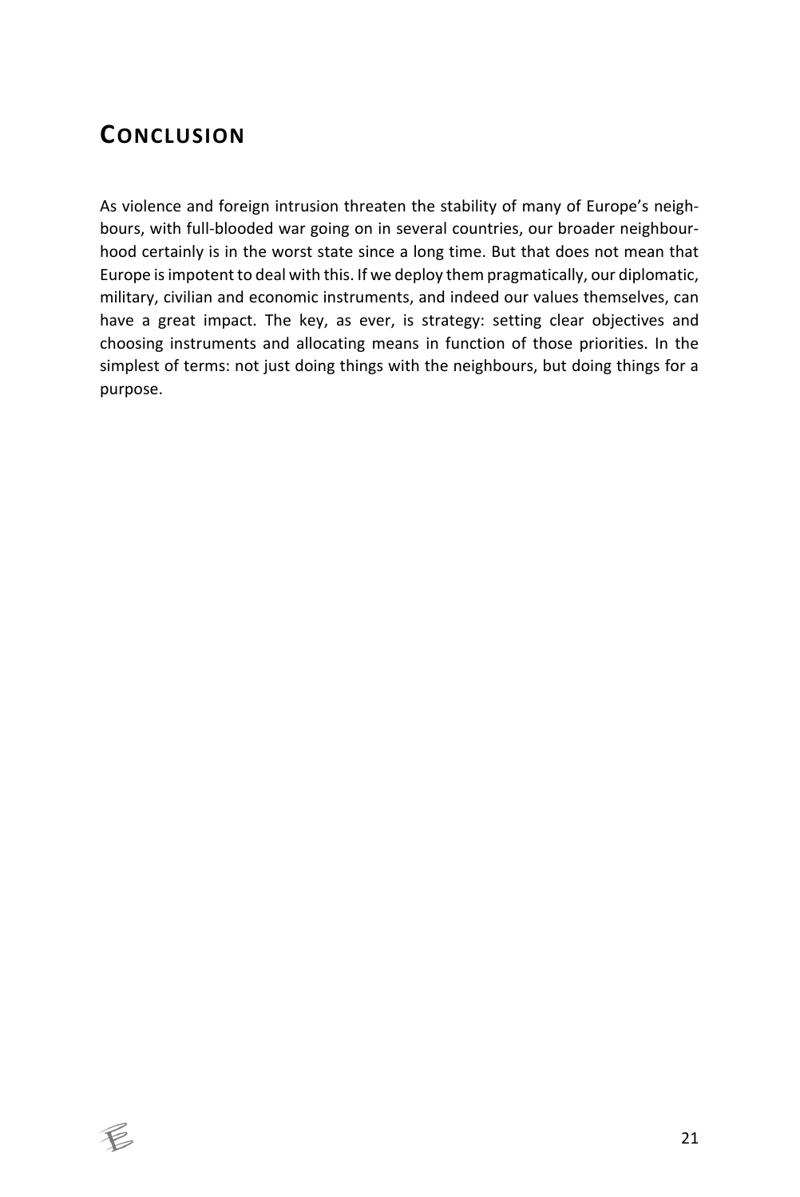## Conclusion

As violence and foreign intrusion threaten the stability of many of Europe's neighbours, with full-blooded war going on in several countries, our broader neighbourhood certainly is in the worst state since a long time. But that does not mean that Europe is impotent to deal with this. If we deploy them pragmatically, our diplomatic, military, civilian and economic instruments, and indeed our values themselves, can have a great impact. The key, as ever, is strategy: setting clear objectives and choosing instruments and allocating means in function of those priorities. In the simplest of terms: not just doing things with the neighbours, but doing things for a purpose.